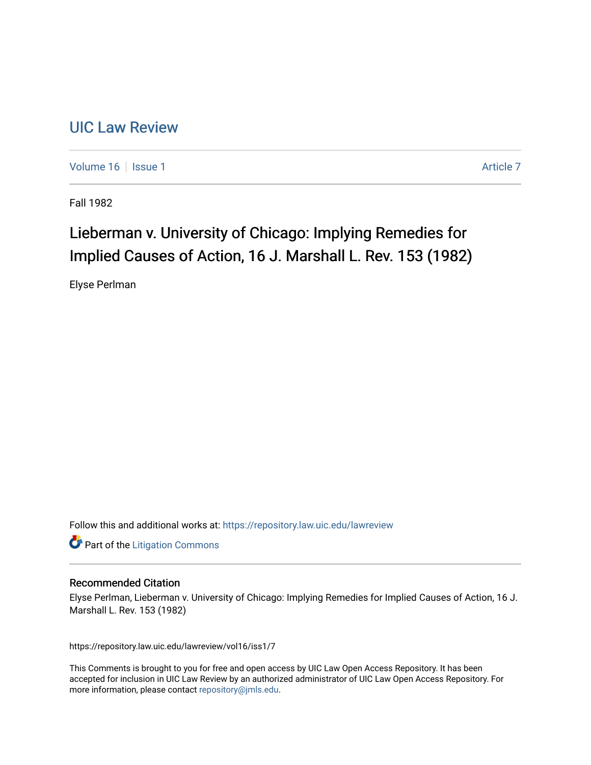# UIC Law Review

Volume 16 | Issue 1 | Article 7

Fall 1982

## Lieberman v. University of Chicago: Implying Remedies for Implied Causes of Action, 16 J. Marshall L. Rev. 153 (1982)

Elyse Perlman

Follow this and additional works at: https://repository.law.uic.edu/lawreview

Part of the Litigation Commons

### Recommended Citation

Elyse Perlman, Lieberman v. University of Chicago: Implying Remedies for Implied Causes of Action, 16 J. Marshall L. Rev. 153 (1982)

https://repository.law.uic.edu/lawreview/vol16/iss1/7

This Comments is brought to you for free and open access by UIC Law Open Access Repository. It has been accepted for inclusion in UIC Law Review by an authorized administrator of UIC Law Open Access Repository. For more information, please contact repository@jmls.edu.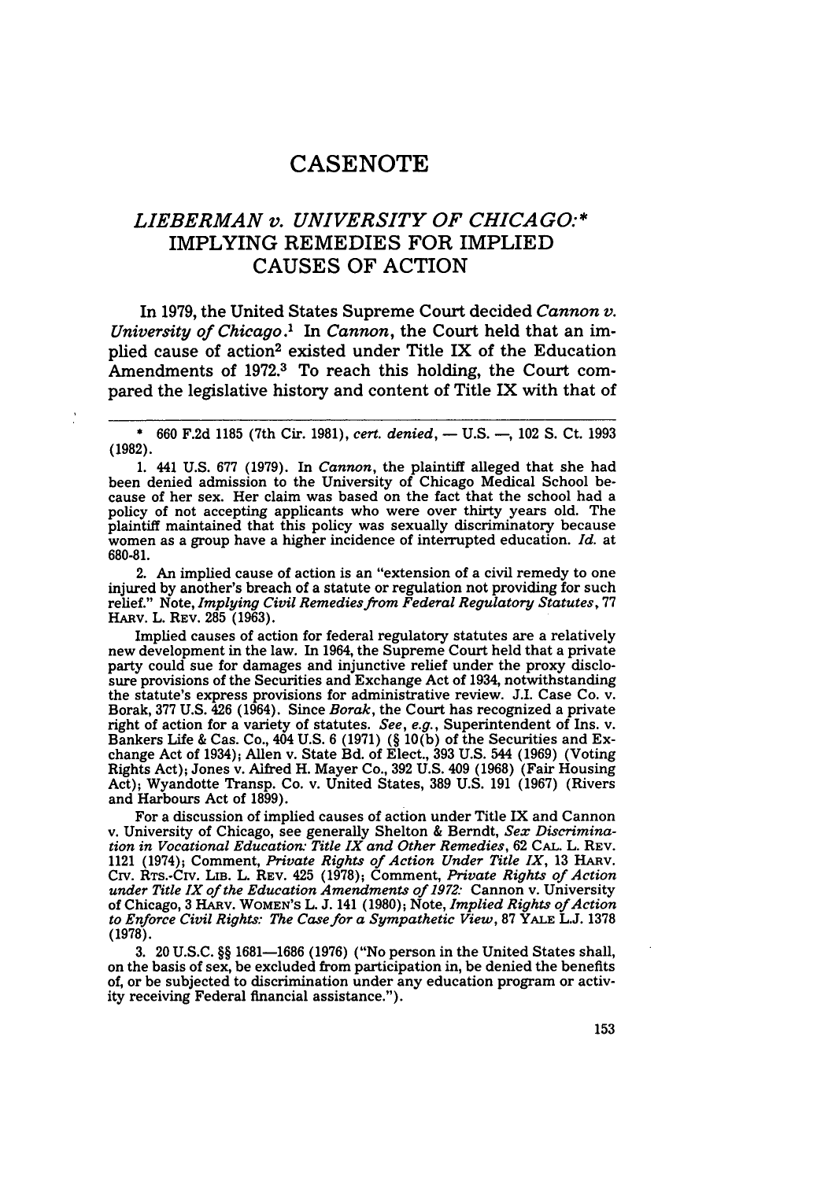# CASENOTE

## *LIEBERMAN v. UNIVERSITY OF CHICAGO:** IMPLYING REMEDIES FOR IMPLIED CAUSES OF ACTION

In 1979, the United States Supreme Court decided *Cannon v. University of Chicago*.[1] In *Cannon*, the Court held that an implied cause of action[2] existed under Title IX of the Education Amendments of 1972.[3] To reach this holding, the Court compared the legislative history and content of Title IX with that of

---

\* 660 F.2d 1185 (7th Cir. 1981), *cert. denied*, — U.S. —, 102 S. Ct. 1993 (1982).

1. 441 U.S. 677 (1979). In *Cannon*, the plaintiff alleged that she had been denied admission to the University of Chicago Medical School because of her sex. Her claim was based on the fact that the school had a policy of not accepting applicants who were over thirty years old. The plaintiff maintained that this policy was sexually discriminatory because women as a group have a higher incidence of interrupted education. *Id.* at 680-81.

2. An implied cause of action is an "extension of a civil remedy to one injured by another's breach of a statute or regulation not providing for such relief." Note, *Implying Civil Remedies from Federal Regulatory Statutes*, 77 HARV. L. REV. 285 (1963).

Implied causes of action for federal regulatory statutes are a relatively new development in the law. In 1964, the Supreme Court held that a private party could sue for damages and injunctive relief under the proxy disclosure provisions of the Securities and Exchange Act of 1934, notwithstanding the statute's express provisions for administrative review. J.I. Case Co. v. Borak, 377 U.S. 426 (1964). Since *Borak*, the Court has recognized a private right of action for a variety of statutes. *See, e.g.*, Superintendent of Ins. v. Bankers Life & Cas. Co., 404 U.S. 6 (1971) (§ 10(b) of the Securities and Exchange Act of 1934); Allen v. State Bd. of Elect., 393 U.S. 544 (1969) (Voting Rights Act); Jones v. Alfred H. Mayer Co., 392 U.S. 409 (1968) (Fair Housing Act); Wyandotte Transp. Co. v. United States, 389 U.S. 191 (1967) (Rivers and Harbours Act of 1899).

For a discussion of implied causes of action under Title IX and Cannon v. University of Chicago, see generally Shelton & Berndt, *Sex Discrimination in Vocational Education: Title IX and Other Remedies*, 62 CAL. L. REV. 1121 (1974); Comment, *Private Rights of Action Under Title IX*, 13 HARV. CIV. RTS.-CIV. LIB. L. REV. 425 (1978); Comment, *Private Rights of Action under Title IX of the Education Amendments of 1972:* Cannon v. University of Chicago, 3 HARV. WOMEN'S L. J. 141 (1980); Note, *Implied Rights of Action to Enforce Civil Rights: The Case for a Sympathetic View*, 87 YALE L.J. 1378 (1978).

3. 20 U.S.C. §§ 1681—1686 (1976) ("No person in the United States shall, on the basis of sex, be excluded from participation in, be denied the benefits of, or be subjected to discrimination under any education program or activity receiving Federal financial assistance.").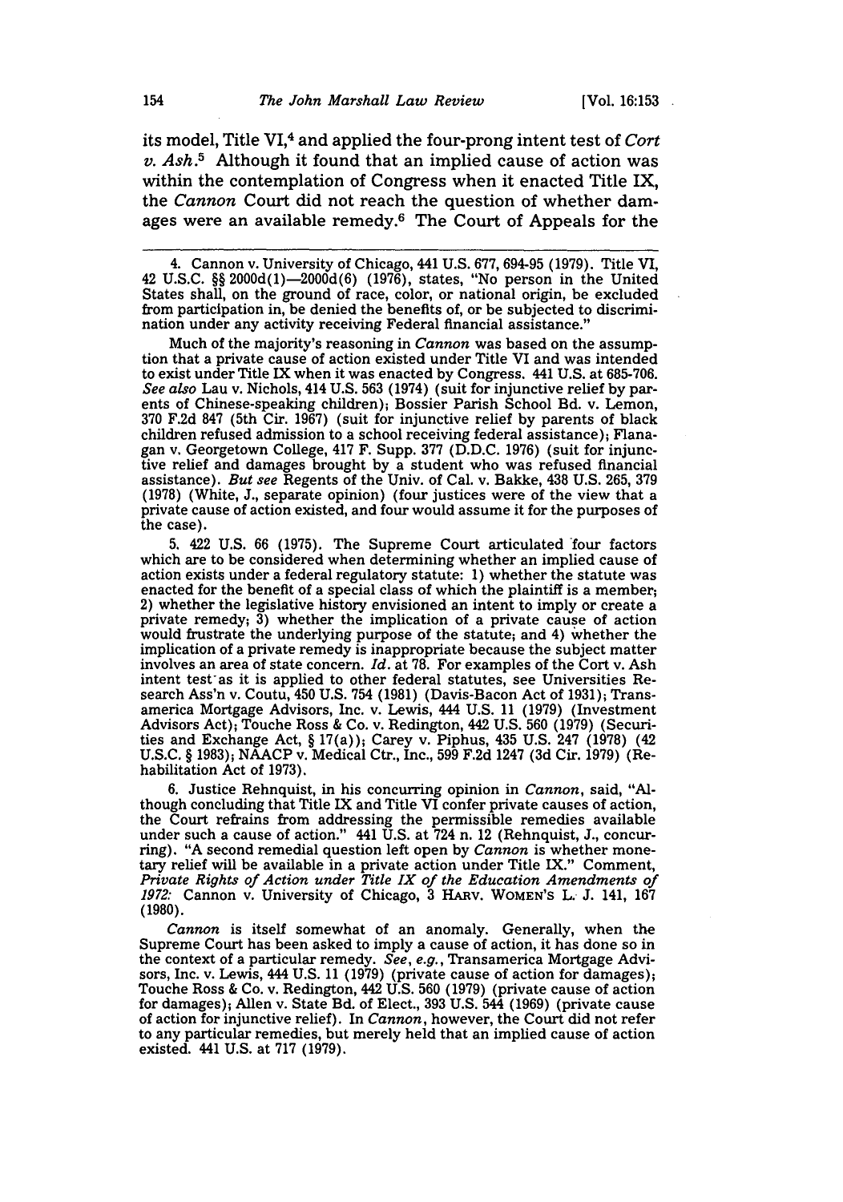its model, Title VI,[4] and applied the four-prong intent test of *Cort v. Ash*.[5] Although it found that an implied cause of action was within the contemplation of Congress when it enacted Title IX, the *Cannon* Court did not reach the question of whether damages were an available remedy.[6] The Court of Appeals for the

---

4. Cannon v. University of Chicago, 441 U.S. 677, 694-95 (1979). Title VI, 42 U.S.C. §§ 2000d(1)—2000d(6) (1976), states, "No person in the United States shall, on the ground of race, color, or national origin, be excluded from participation in, be denied the benefits of, or be subjected to discrimination under any activity receiving Federal financial assistance."

Much of the majority's reasoning in *Cannon* was based on the assumption that a private cause of action existed under Title VI and was intended to exist under Title IX when it was enacted by Congress. 441 U.S. at 685-706. *See also* Lau v. Nichols, 414 U.S. 563 (1974) (suit for injunctive relief by parents of Chinese-speaking children); Bossier Parish School Bd. v. Lemon, 370 F.2d 847 (5th Cir. 1967) (suit for injunctive relief by parents of black children refused admission to a school receiving federal assistance); Flanagan v. Georgetown College, 417 F. Supp. 377 (D.D.C. 1976) (suit for injunctive relief and damages brought by a student who was refused financial assistance). *But see* Regents of the Univ. of Cal. v. Bakke, 438 U.S. 265, 379 (1978) (White, J., separate opinion) (four justices were of the view that a private cause of action existed, and four would assume it for the purposes of the case).

5. 422 U.S. 66 (1975). The Supreme Court articulated four factors which are to be considered when determining whether an implied cause of action exists under a federal regulatory statute: 1) whether the statute was enacted for the benefit of a special class of which the plaintiff is a member; 2) whether the legislative history envisioned an intent to imply or create a private remedy; 3) whether the implication of a private cause of action would frustrate the underlying purpose of the statute; and 4) whether the implication of a private remedy is inappropriate because the subject matter involves an area of state concern. *Id.* at 78. For examples of the Cort v. Ash intent test as it is applied to other federal statutes, see Universities Research Ass'n v. Coutu, 450 U.S. 754 (1981) (Davis-Bacon Act of 1931); Transamerica Mortgage Advisors, Inc. v. Lewis, 444 U.S. 11 (1979) (Investment Advisors Act); Touche Ross & Co. v. Redington, 442 U.S. 560 (1979) (Securities and Exchange Act, § 17(a)); Carey v. Piphus, 435 U.S. 247 (1978) (42 U.S.C. § 1983); NAACP v. Medical Ctr., Inc., 599 F.2d 1247 (3d Cir. 1979) (Rehabilitation Act of 1973).

6. Justice Rehnquist, in his concurring opinion in *Cannon*, said, "Although concluding that Title IX and Title VI confer private causes of action, the Court refrains from addressing the permissible remedies available under such a cause of action." 441 U.S. at 724 n. 12 (Rehnquist, J., concurring). "A second remedial question left open by *Cannon* is whether monetary relief will be available in a private action under Title IX." Comment, *Private Rights of Action under Title IX of the Education Amendments of 1972:* Cannon v. University of Chicago, 3 HARV. WOMEN'S L. J. 141, 167 (1980).

*Cannon* is itself somewhat of an anomaly. Generally, when the Supreme Court has been asked to imply a cause of action, it has done so in the context of a particular remedy. *See, e.g.*, Transamerica Mortgage Advisors, Inc. v. Lewis, 444 U.S. 11 (1979) (private cause of action for damages); Touche Ross & Co. v. Redington, 442 U.S. 560 (1979) (private cause of action for damages); Allen v. State Bd. of Elect., 393 U.S. 544 (1969) (private cause of action for injunctive relief). In *Cannon*, however, the Court did not refer to any particular remedies, but merely held that an implied cause of action existed. 441 U.S. at 717 (1979).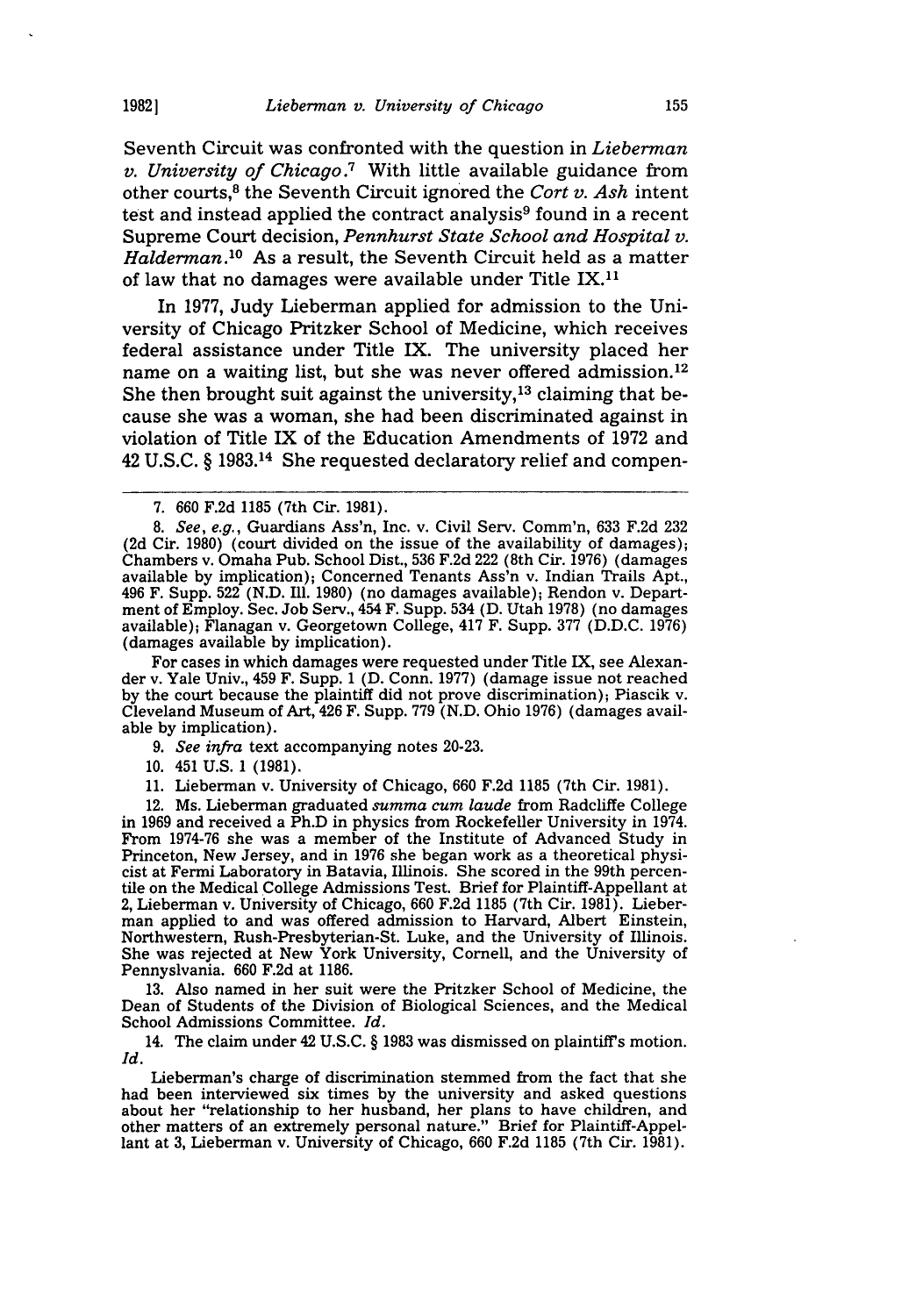Seventh Circuit was confronted with the question in *Lieberman v. University of Chicago*.[7] With little available guidance from other courts,[8] the Seventh Circuit ignored the *Cort v. Ash* intent test and instead applied the contract analysis[9] found in a recent Supreme Court decision, *Pennhurst State School and Hospital v. Halderman*.[10] As a result, the Seventh Circuit held as a matter of law that no damages were available under Title IX.[11]

In 1977, Judy Lieberman applied for admission to the University of Chicago Pritzker School of Medicine, which receives federal assistance under Title IX. The university placed her name on a waiting list, but she was never offered admission.[12] She then brought suit against the university,[13] claiming that because she was a woman, she had been discriminated against in violation of Title IX of the Education Amendments of 1972 and 42 U.S.C. § 1983.[14] She requested declaratory relief and compen-

---

7. 660 F.2d 1185 (7th Cir. 1981).

8. *See, e.g.*, Guardians Ass'n, Inc. v. Civil Serv. Comm'n, 633 F.2d 232 (2d Cir. 1980) (court divided on the issue of the availability of damages); Chambers v. Omaha Pub. School Dist., 536 F.2d 222 (8th Cir. 1976) (damages available by implication); Concerned Tenants Ass'n v. Indian Trails Apt., 496 F. Supp. 522 (N.D. Ill. 1980) (no damages available); Rendon v. Department of Employ. Sec. Job Serv., 454 F. Supp. 534 (D. Utah 1978) (no damages available); Flanagan v. Georgetown College, 417 F. Supp. 377 (D.D.C. 1976) (damages available by implication).

For cases in which damages were requested under Title IX, see Alexander v. Yale Univ., 459 F. Supp. 1 (D. Conn. 1977) (damage issue not reached by the court because the plaintiff did not prove discrimination); Piascik v. Cleveland Museum of Art, 426 F. Supp. 779 (N.D. Ohio 1976) (damages available by implication).

9. *See infra* text accompanying notes 20-23.

10. 451 U.S. 1 (1981).

11. Lieberman v. University of Chicago, 660 F.2d 1185 (7th Cir. 1981).

12. Ms. Lieberman graduated *summa cum laude* from Radcliffe College in 1969 and received a Ph.D in physics from Rockefeller University in 1974. From 1974-76 she was a member of the Institute of Advanced Study in Princeton, New Jersey, and in 1976 she began work as a theoretical physicist at Fermi Laboratory in Batavia, Illinois. She scored in the 99th percentile on the Medical College Admissions Test. Brief for Plaintiff-Appellant at 2, Lieberman v. University of Chicago, 660 F.2d 1185 (7th Cir. 1981). Lieberman applied to and was offered admission to Harvard, Albert Einstein, Northwestern, Rush-Presbyterian-St. Luke, and the University of Illinois. She was rejected at New York University, Cornell, and the University of Pennyslvania. 660 F.2d at 1186.

13. Also named in her suit were the Pritzker School of Medicine, the Dean of Students of the Division of Biological Sciences, and the Medical School Admissions Committee. *Id.*

14. The claim under 42 U.S.C. § 1983 was dismissed on plaintiff's motion. *Id.*

Lieberman's charge of discrimination stemmed from the fact that she had been interviewed six times by the university and asked questions about her "relationship to her husband, her plans to have children, and other matters of an extremely personal nature." Brief for Plaintiff-Appellant at 3, Lieberman v. University of Chicago, 660 F.2d 1185 (7th Cir. 1981).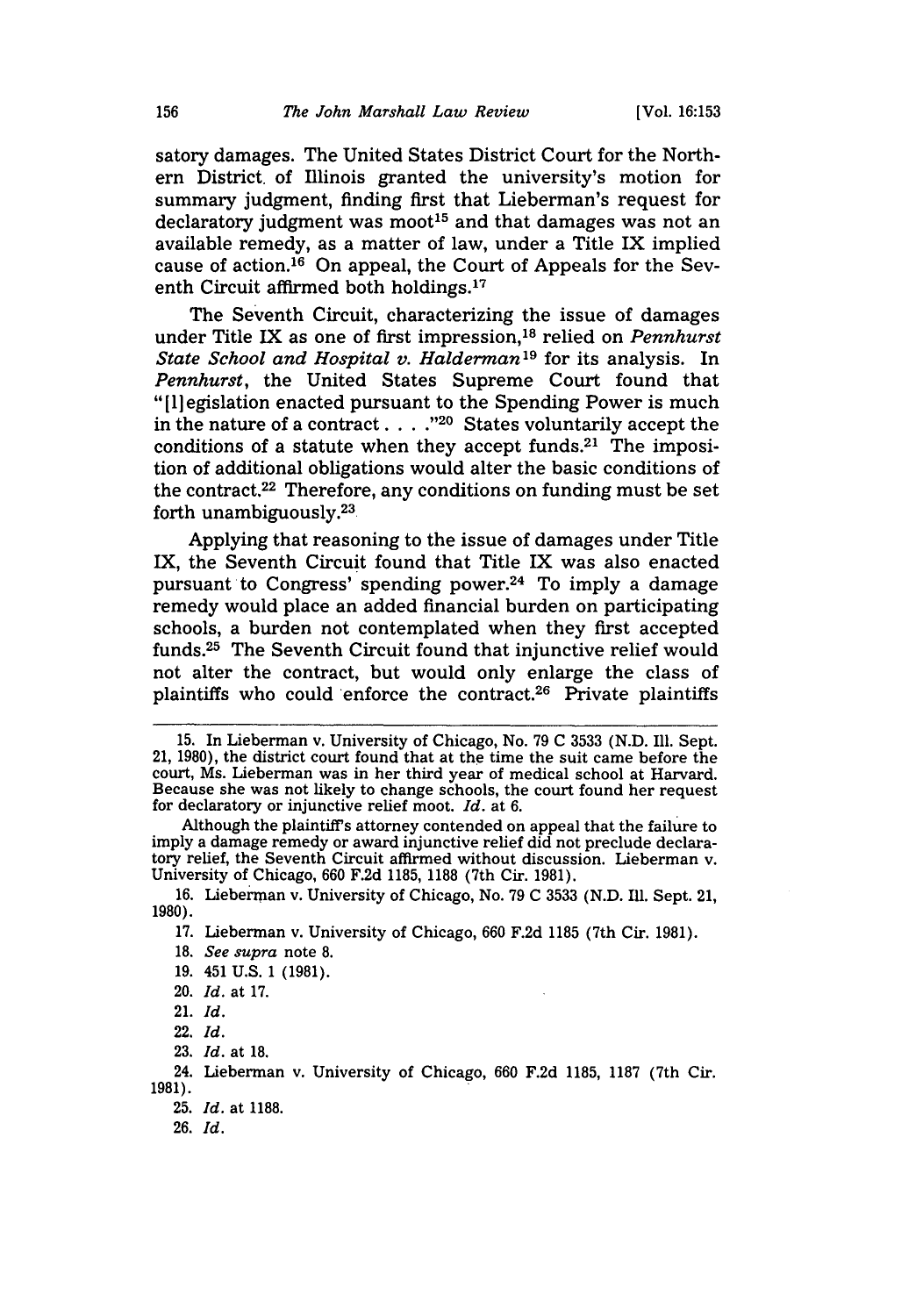satory damages. The United States District Court for the Northern District of Illinois granted the university's motion for summary judgment, finding first that Lieberman's request for declaratory judgment was moot[15] and that damages was not an available remedy, as a matter of law, under a Title IX implied cause of action.[16] On appeal, the Court of Appeals for the Seventh Circuit affirmed both holdings.[17]

The Seventh Circuit, characterizing the issue of damages under Title IX as one of first impression,[18] relied on *Pennhurst State School and Hospital v. Halderman*[19] for its analysis. In *Pennhurst*, the United States Supreme Court found that "[l]egislation enacted pursuant to the Spending Power is much in the nature of a contract . . . ."[20] States voluntarily accept the conditions of a statute when they accept funds.[21] The imposition of additional obligations would alter the basic conditions of the contract.[22] Therefore, any conditions on funding must be set forth unambiguously.[23]

Applying that reasoning to the issue of damages under Title IX, the Seventh Circuit found that Title IX was also enacted pursuant to Congress' spending power.[24] To imply a damage remedy would place an added financial burden on participating schools, a burden not contemplated when they first accepted funds.[25] The Seventh Circuit found that injunctive relief would not alter the contract, but would only enlarge the class of plaintiffs who could enforce the contract.[26] Private plaintiffs

---

15. In Lieberman v. University of Chicago, No. 79 C 3533 (N.D. Ill. Sept. 21, 1980), the district court found that at the time the suit came before the court, Ms. Lieberman was in her third year of medical school at Harvard. Because she was not likely to change schools, the court found her request for declaratory or injunctive relief moot. *Id.* at 6.

Although the plaintiff's attorney contended on appeal that the failure to imply a damage remedy or award injunctive relief did not preclude declaratory relief, the Seventh Circuit affirmed without discussion. Lieberman v. University of Chicago, 660 F.2d 1185, 1188 (7th Cir. 1981).

16. Lieberman v. University of Chicago, No. 79 C 3533 (N.D. Ill. Sept. 21, 1980).

17. Lieberman v. University of Chicago, 660 F.2d 1185 (7th Cir. 1981).

18. *See supra* note 8.

19. 451 U.S. 1 (1981).

20. *Id.* at 17.

21. *Id.*

22. *Id.*

23. *Id.* at 18.

24. Lieberman v. University of Chicago, 660 F.2d 1185, 1187 (7th Cir. 1981).

25. *Id.* at 1188.

26. *Id.*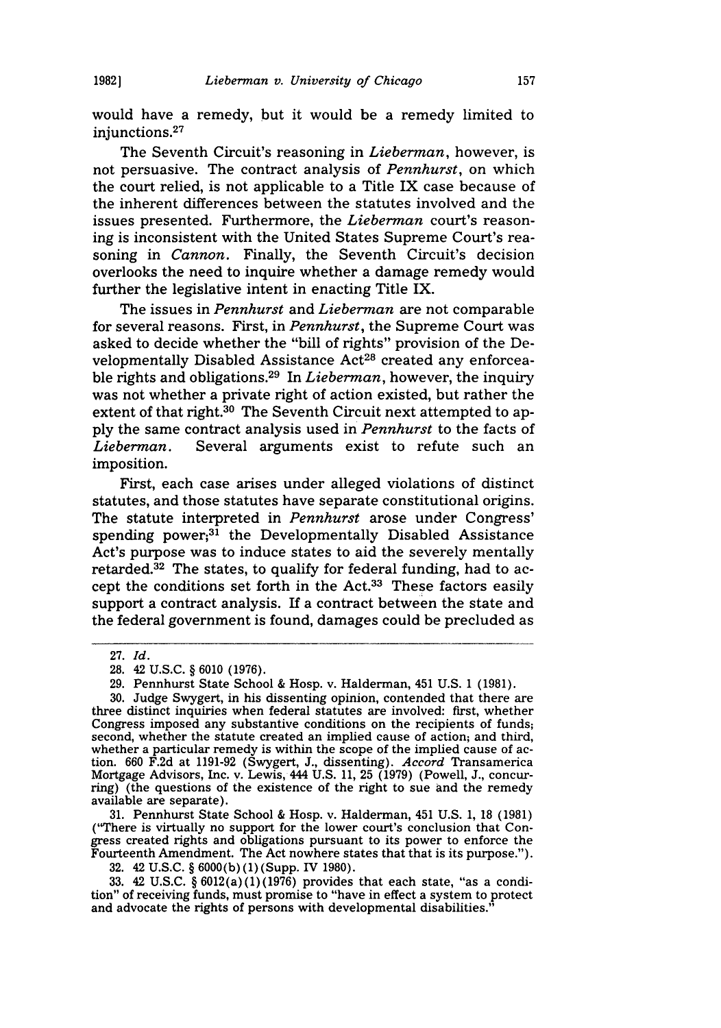would have a remedy, but it would be a remedy limited to injunctions.[27]

The Seventh Circuit's reasoning in *Lieberman*, however, is not persuasive. The contract analysis of *Pennhurst*, on which the court relied, is not applicable to a Title IX case because of the inherent differences between the statutes involved and the issues presented. Furthermore, the *Lieberman* court's reasoning is inconsistent with the United States Supreme Court's reasoning in *Cannon*. Finally, the Seventh Circuit's decision overlooks the need to inquire whether a damage remedy would further the legislative intent in enacting Title IX.

The issues in *Pennhurst* and *Lieberman* are not comparable for several reasons. First, in *Pennhurst*, the Supreme Court was asked to decide whether the "bill of rights" provision of the Developmentally Disabled Assistance Act[28] created any enforceable rights and obligations.[29] In *Lieberman*, however, the inquiry was not whether a private right of action existed, but rather the extent of that right.[30] The Seventh Circuit next attempted to apply the same contract analysis used in *Pennhurst* to the facts of *Lieberman*. Several arguments exist to refute such an imposition.

First, each case arises under alleged violations of distinct statutes, and those statutes have separate constitutional origins. The statute interpreted in *Pennhurst* arose under Congress' spending power;[31] the Developmentally Disabled Assistance Act's purpose was to induce states to aid the severely mentally retarded.[32] The states, to qualify for federal funding, had to accept the conditions set forth in the Act.[33] These factors easily support a contract analysis. If a contract between the state and the federal government is found, damages could be precluded as

---

27. *Id.*

28. 42 U.S.C. § 6010 (1976).

29. Pennhurst State School & Hosp. v. Halderman, 451 U.S. 1 (1981).

30. Judge Swygert, in his dissenting opinion, contended that there are three distinct inquiries when federal statutes are involved: first, whether Congress imposed any substantive conditions on the recipients of funds; second, whether the statute created an implied cause of action; and third, whether a particular remedy is within the scope of the implied cause of action. 660 F.2d at 1191-92 (Swygert, J., dissenting). *Accord* Transamerica Mortgage Advisors, Inc. v. Lewis, 444 U.S. 11, 25 (1979) (Powell, J., concurring) (the questions of the existence of the right to sue and the remedy available are separate).

31. Pennhurst State School & Hosp. v. Halderman, 451 U.S. 1, 18 (1981) ("There is virtually no support for the lower court's conclusion that Congress created rights and obligations pursuant to its power to enforce the Fourteenth Amendment. The Act nowhere states that that is its purpose.").

32. 42 U.S.C. § 6000(b)(1)(Supp. IV 1980).

33. 42 U.S.C. § 6012(a)(1)(1976) provides that each state, "as a condition" of receiving funds, must promise to "have in effect a system to protect and advocate the rights of persons with developmental disabilities."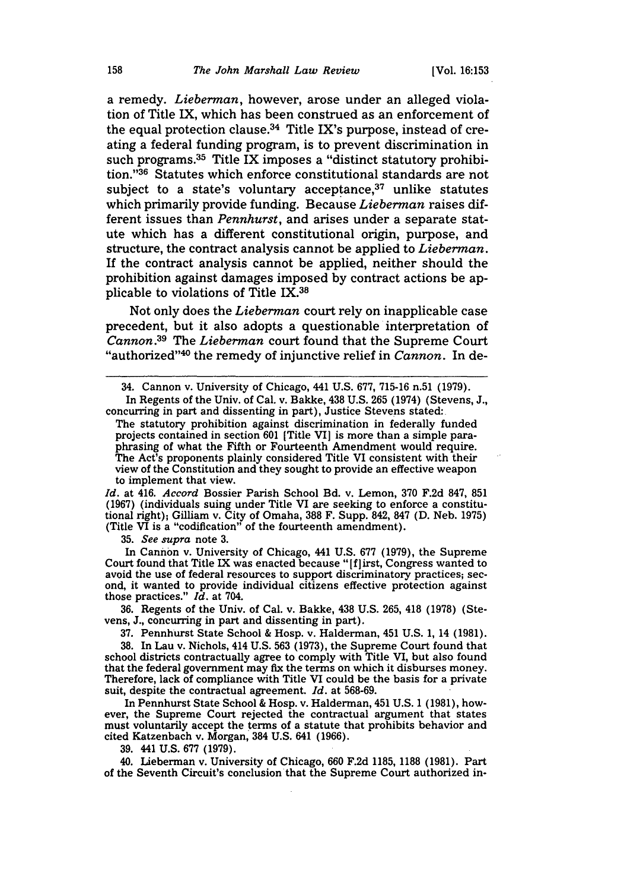a remedy. *Lieberman*, however, arose under an alleged violation of Title IX, which has been construed as an enforcement of the equal protection clause.[34] Title IX's purpose, instead of creating a federal funding program, is to prevent discrimination in such programs.[35] Title IX imposes a "distinct statutory prohibition."[36] Statutes which enforce constitutional standards are not subject to a state's voluntary acceptance,[37] unlike statutes which primarily provide funding. Because *Lieberman* raises different issues than *Pennhurst*, and arises under a separate statute which has a different constitutional origin, purpose, and structure, the contract analysis cannot be applied to *Lieberman*. If the contract analysis cannot be applied, neither should the prohibition against damages imposed by contract actions be applicable to violations of Title IX.[38]

Not only does the *Lieberman* court rely on inapplicable case precedent, but it also adopts a questionable interpretation of *Cannon*.[39] The *Lieberman* court found that the Supreme Court "authorized"[40] the remedy of injunctive relief in *Cannon*. In de-

---

34. Cannon v. University of Chicago, 441 U.S. 677, 715-16 n.51 (1979).

In Regents of the Univ. of Cal. v. Bakke, 438 U.S. 265 (1974) (Stevens, J., concurring in part and dissenting in part), Justice Stevens stated:

> The statutory prohibition against discrimination in federally funded projects contained in section 601 [Title VI] is more than a simple paraphrasing of what the Fifth or Fourteenth Amendment would require. The Act's proponents plainly considered Title VI consistent with their view of the Constitution and they sought to provide an effective weapon to implement that view.

*Id.* at 416. *Accord* Bossier Parish School Bd. v. Lemon, 370 F.2d 847, 851 (1967) (individuals suing under Title VI are seeking to enforce a constitutional right); Gilliam v. City of Omaha, 388 F. Supp. 842, 847 (D. Neb. 1975) (Title VI is a "codification" of the fourteenth amendment).

35. *See supra* note 3.

In Cannon v. University of Chicago, 441 U.S. 677 (1979), the Supreme Court found that Title IX was enacted because "[f]irst, Congress wanted to avoid the use of federal resources to support discriminatory practices; second, it wanted to provide individual citizens effective protection against those practices." *Id.* at 704.

36. Regents of the Univ. of Cal. v. Bakke, 438 U.S. 265, 418 (1978) (Stevens, J., concurring in part and dissenting in part).

37. Pennhurst State School & Hosp. v. Halderman, 451 U.S. 1, 14 (1981).

38. In Lau v. Nichols, 414 U.S. 563 (1973), the Supreme Court found that school districts contractually agree to comply with Title VI, but also found that the federal government may fix the terms on which it disburses money. Therefore, lack of compliance with Title VI could be the basis for a private suit, despite the contractual agreement. *Id.* at 568-69.

In Pennhurst State School & Hosp. v. Halderman, 451 U.S. 1 (1981), however, the Supreme Court rejected the contractual argument that states must voluntarily accept the terms of a statute that prohibits behavior and cited Katzenbach v. Morgan, 384 U.S. 641 (1966).

39. 441 U.S. 677 (1979).

40. Lieberman v. University of Chicago, 660 F.2d 1185, 1188 (1981). Part of the Seventh Circuit's conclusion that the Supreme Court authorized in-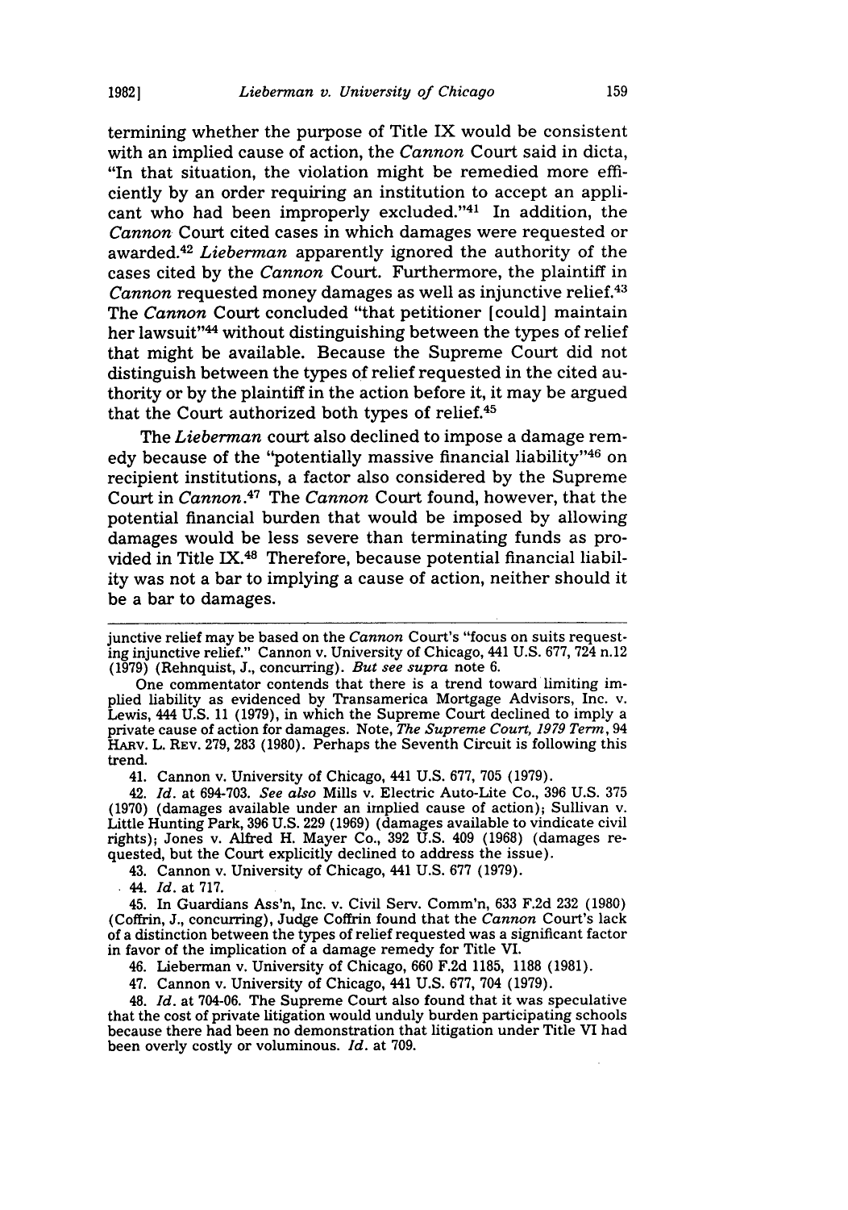termining whether the purpose of Title IX would be consistent with an implied cause of action, the *Cannon* Court said in dicta, "In that situation, the violation might be remedied more efficiently by an order requiring an institution to accept an applicant who had been improperly excluded."[41] In addition, the *Cannon* Court cited cases in which damages were requested or awarded.[42] *Lieberman* apparently ignored the authority of the cases cited by the *Cannon* Court. Furthermore, the plaintiff in *Cannon* requested money damages as well as injunctive relief.[43] The *Cannon* Court concluded "that petitioner [could] maintain her lawsuit"[44] without distinguishing between the types of relief that might be available. Because the Supreme Court did not distinguish between the types of relief requested in the cited authority or by the plaintiff in the action before it, it may be argued that the Court authorized both types of relief.[45]

The *Lieberman* court also declined to impose a damage remedy because of the "potentially massive financial liability"[46] on recipient institutions, a factor also considered by the Supreme Court in *Cannon*.[47] The *Cannon* Court found, however, that the potential financial burden that would be imposed by allowing damages would be less severe than terminating funds as provided in Title IX.[48] Therefore, because potential financial liability was not a bar to implying a cause of action, neither should it be a bar to damages.

---

junctive relief may be based on the *Cannon* Court's "focus on suits requesting injunctive relief." Cannon v. University of Chicago, 441 U.S. 677, 724 n.12 (1979) (Rehnquist, J., concurring). *But see supra* note 6.

One commentator contends that there is a trend toward limiting implied liability as evidenced by Transamerica Mortgage Advisors, Inc. v. Lewis, 444 U.S. 11 (1979), in which the Supreme Court declined to imply a private cause of action for damages. Note, *The Supreme Court, 1979 Term*, 94 HARV. L. REV. 279, 283 (1980). Perhaps the Seventh Circuit is following this trend.

41. Cannon v. University of Chicago, 441 U.S. 677, 705 (1979).

42. *Id.* at 694-703. *See also* Mills v. Electric Auto-Lite Co., 396 U.S. 375 (1970) (damages available under an implied cause of action); Sullivan v. Little Hunting Park, 396 U.S. 229 (1969) (damages available to vindicate civil rights); Jones v. Alfred H. Mayer Co., 392 U.S. 409 (1968) (damages requested, but the Court explicitly declined to address the issue).

43. Cannon v. University of Chicago, 441 U.S. 677 (1979).

44. *Id.* at 717.

45. In Guardians Ass'n, Inc. v. Civil Serv. Comm'n, 633 F.2d 232 (1980) (Coffrin, J., concurring), Judge Coffrin found that the *Cannon* Court's lack of a distinction between the types of relief requested was a significant factor in favor of the implication of a damage remedy for Title VI.

46. Lieberman v. University of Chicago, 660 F.2d 1185, 1188 (1981).

47. Cannon v. University of Chicago, 441 U.S. 677, 704 (1979).

48. *Id.* at 704-06. The Supreme Court also found that it was speculative that the cost of private litigation would unduly burden participating schools because there had been no demonstration that litigation under Title VI had been overly costly or voluminous. *Id.* at 709.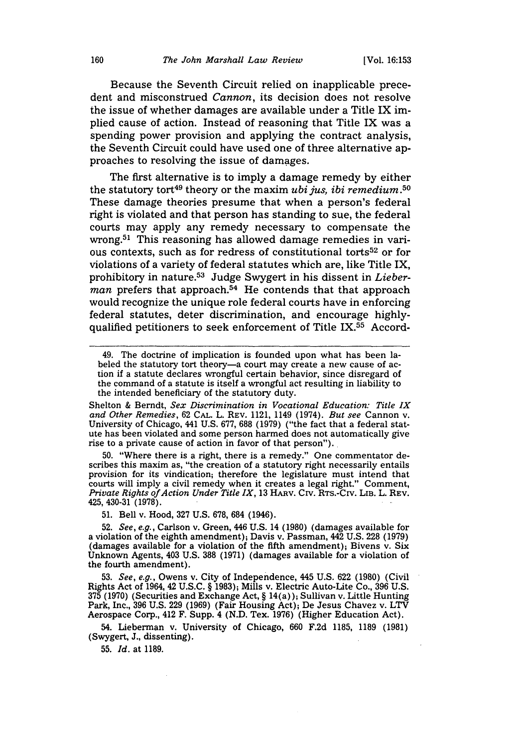Because the Seventh Circuit relied on inapplicable precedent and misconstrued *Cannon*, its decision does not resolve the issue of whether damages are available under a Title IX implied cause of action. Instead of reasoning that Title IX was a spending power provision and applying the contract analysis, the Seventh Circuit could have used one of three alternative approaches to resolving the issue of damages.

The first alternative is to imply a damage remedy by either the statutory tort[49] theory or the maxim *ubi jus, ibi remedium*.[50] These damage theories presume that when a person's federal right is violated and that person has standing to sue, the federal courts may apply any remedy necessary to compensate the wrong.[51] This reasoning has allowed damage remedies in various contexts, such as for redress of constitutional torts[52] or for violations of a variety of federal statutes which are, like Title IX, prohibitory in nature.[53] Judge Swygert in his dissent in *Lieberman* prefers that approach.[54] He contends that that approach would recognize the unique role federal courts have in enforcing federal statutes, deter discrimination, and encourage highly-qualified petitioners to seek enforcement of Title IX.[55] Accord-

---

49. The doctrine of implication is founded upon what has been labeled the statutory tort theory—a court may create a new cause of action if a statute declares wrongful certain behavior, since disregard of the command of a statute is itself a wrongful act resulting in liability to the intended beneficiary of the statutory duty.

Shelton & Berndt, *Sex Discrimination in Vocational Education: Title IX and Other Remedies*, 62 CAL. L. REV. 1121, 1149 (1974). *But see* Cannon v. University of Chicago, 441 U.S. 677, 688 (1979) ("the fact that a federal statute has been violated and some person harmed does not automatically give rise to a private cause of action in favor of that person").

50. "Where there is a right, there is a remedy." One commentator describes this maxim as, "the creation of a statutory right necessarily entails provision for its vindication; therefore the legislature must intend that courts will imply a civil remedy when it creates a legal right." Comment, *Private Rights of Action Under Title IX*, 13 HARV. CIV. RTS.-CIV. LIB. L. REV. 425, 430-31 (1978).

51. Bell v. Hood, 327 U.S. 678, 684 (1946).

52. *See, e.g.*, Carlson v. Green, 446 U.S. 14 (1980) (damages available for a violation of the eighth amendment); Davis v. Passman, 442 U.S. 228 (1979) (damages available for a violation of the fifth amendment); Bivens v. Six Unknown Agents, 403 U.S. 388 (1971) (damages available for a violation of the fourth amendment).

53. *See, e.g.*, Owens v. City of Independence, 445 U.S. 622 (1980) (Civil Rights Act of 1964, 42 U.S.C. § 1983); Mills v. Electric Auto-Lite Co., 396 U.S. 375 (1970) (Securities and Exchange Act, § 14(a)); Sullivan v. Little Hunting Park, Inc., 396 U.S. 229 (1969) (Fair Housing Act); De Jesus Chavez v. LTV Aerospace Corp., 412 F. Supp. 4 (N.D. Tex. 1976) (Higher Education Act).

54. Lieberman v. University of Chicago, 660 F.2d 1185, 1189 (1981) (Swygert, J., dissenting).

55. *Id.* at 1189.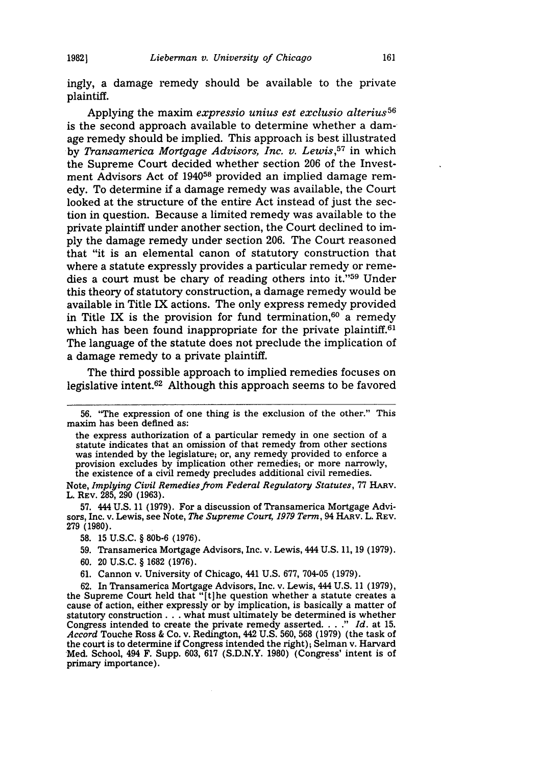ingly, a damage remedy should be available to the private plaintiff.

Applying the maxim *expressio unius est exclusio alterius*[56] is the second approach available to determine whether a damage remedy should be implied. This approach is best illustrated by *Transamerica Mortgage Advisors, Inc. v. Lewis*,[57] in which the Supreme Court decided whether section 206 of the Investment Advisors Act of 1940[58] provided an implied damage remedy. To determine if a damage remedy was available, the Court looked at the structure of the entire Act instead of just the section in question. Because a limited remedy was available to the private plaintiff under another section, the Court declined to imply the damage remedy under section 206. The Court reasoned that "it is an elemental canon of statutory construction that where a statute expressly provides a particular remedy or remedies a court must be chary of reading others into it."[59] Under this theory of statutory construction, a damage remedy would be available in Title IX actions. The only express remedy provided in Title IX is the provision for fund termination,[60] a remedy which has been found inappropriate for the private plaintiff.[61] The language of the statute does not preclude the implication of a damage remedy to a private plaintiff.

The third possible approach to implied remedies focuses on legislative intent.[62] Although this approach seems to be favored

---

56. "The expression of one thing is the exclusion of the other." This maxim has been defined as:

> the express authorization of a particular remedy in one section of a statute indicates that an omission of that remedy from other sections was intended by the legislature; or, any remedy provided to enforce a provision excludes by implication other remedies; or more narrowly, the existence of a civil remedy precludes additional civil remedies.

Note, *Implying Civil Remedies from Federal Regulatory Statutes*, 77 HARV. L. REV. 285, 290 (1963).

57. 444 U.S. 11 (1979). For a discussion of Transamerica Mortgage Advisors, Inc. v. Lewis, see Note, *The Supreme Court, 1979 Term*, 94 HARV. L. REV. 279 (1980).

58. 15 U.S.C. § 80b-6 (1976).

59. Transamerica Mortgage Advisors, Inc. v. Lewis, 444 U.S. 11, 19 (1979).

60. 20 U.S.C. § 1682 (1976).

61. Cannon v. University of Chicago, 441 U.S. 677, 704-05 (1979).

62. In Transamerica Mortgage Advisors, Inc. v. Lewis, 444 U.S. 11 (1979), the Supreme Court held that "[t]he question whether a statute creates a cause of action, either expressly or by implication, is basically a matter of statutory construction . . . what must ultimately be determined is whether Congress intended to create the private remedy asserted. . . ." *Id.* at 15. *Accord* Touche Ross & Co. v. Redington, 442 U.S. 560, 568 (1979) (the task of the court is to determine if Congress intended the right); Selman v. Harvard Med. School, 494 F. Supp. 603, 617 (S.D.N.Y. 1980) (Congress' intent is of primary importance).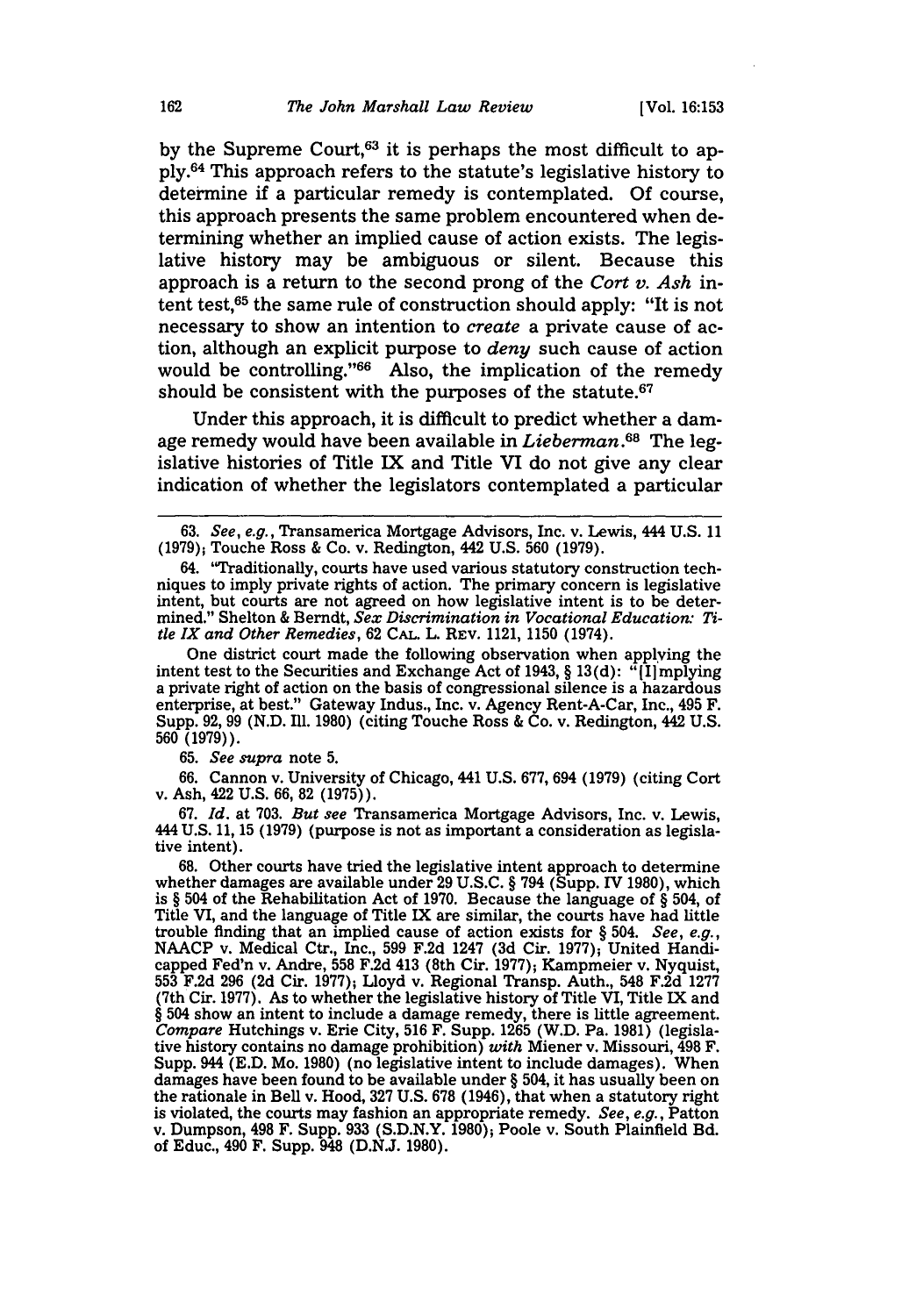by the Supreme Court,[63] it is perhaps the most difficult to apply.[64] This approach refers to the statute's legislative history to determine if a particular remedy is contemplated. Of course, this approach presents the same problem encountered when determining whether an implied cause of action exists. The legislative history may be ambiguous or silent. Because this approach is a return to the second prong of the *Cort v. Ash* intent test,[65] the same rule of construction should apply: "It is not necessary to show an intention to *create* a private cause of action, although an explicit purpose to *deny* such cause of action would be controlling."[66] Also, the implication of the remedy should be consistent with the purposes of the statute.[67]

Under this approach, it is difficult to predict whether a damage remedy would have been available in *Lieberman*.[68] The legislative histories of Title IX and Title VI do not give any clear indication of whether the legislators contemplated a particular

---

63. *See, e.g.*, Transamerica Mortgage Advisors, Inc. v. Lewis, 444 U.S. 11 (1979); Touche Ross & Co. v. Redington, 442 U.S. 560 (1979).

64. "Traditionally, courts have used various statutory construction techniques to imply private rights of action. The primary concern is legislative intent, but courts are not agreed on how legislative intent is to be determined." Shelton & Berndt, *Sex Discrimination in Vocational Education: Title IX and Other Remedies*, 62 CAL. L. REV. 1121, 1150 (1974).

One district court made the following observation when applying the intent test to the Securities and Exchange Act of 1943, § 13(d): "[I]mplying a private right of action on the basis of congressional silence is a hazardous enterprise, at best." Gateway Indus., Inc. v. Agency Rent-A-Car, Inc., 495 F. Supp. 92, 99 (N.D. Ill. 1980) (citing Touche Ross & Co. v. Redington, 442 U.S. 560 (1979)).

65. *See supra* note 5.

66. Cannon v. University of Chicago, 441 U.S. 677, 694 (1979) (citing Cort v. Ash, 422 U.S. 66, 82 (1975)).

67. *Id.* at 703. *But see* Transamerica Mortgage Advisors, Inc. v. Lewis, 444 U.S. 11, 15 (1979) (purpose is not as important a consideration as legislative intent).

68. Other courts have tried the legislative intent approach to determine whether damages are available under 29 U.S.C. § 794 (Supp. IV 1980), which is § 504 of the Rehabilitation Act of 1970. Because the language of § 504, of Title VI, and the language of Title IX are similar, the courts have had little trouble finding that an implied cause of action exists for § 504. *See, e.g.*, NAACP v. Medical Ctr., Inc., 599 F.2d 1247 (3d Cir. 1977); United Handicapped Fed'n v. Andre, 558 F.2d 413 (8th Cir. 1977); Kampmeier v. Nyquist, 553 F.2d 296 (2d Cir. 1977); Lloyd v. Regional Transp. Auth., 548 F.2d 1277 (7th Cir. 1977). As to whether the legislative history of Title VI, Title IX and § 504 show an intent to include a damage remedy, there is little agreement. *Compare* Hutchings v. Erie City, 516 F. Supp. 1265 (W.D. Pa. 1981) (legislative history contains no damage prohibition) *with* Miener v. Missouri, 498 F. Supp. 944 (E.D. Mo. 1980) (no legislative intent to include damages). When damages have been found to be available under § 504, it has usually been on the rationale in Bell v. Hood, 327 U.S. 678 (1946), that when a statutory right is violated, the courts may fashion an appropriate remedy. *See, e.g.*, Patton v. Dumpson, 498 F. Supp. 933 (S.D.N.Y. 1980); Poole v. South Plainfield Bd. of Educ., 490 F. Supp. 948 (D.N.J. 1980).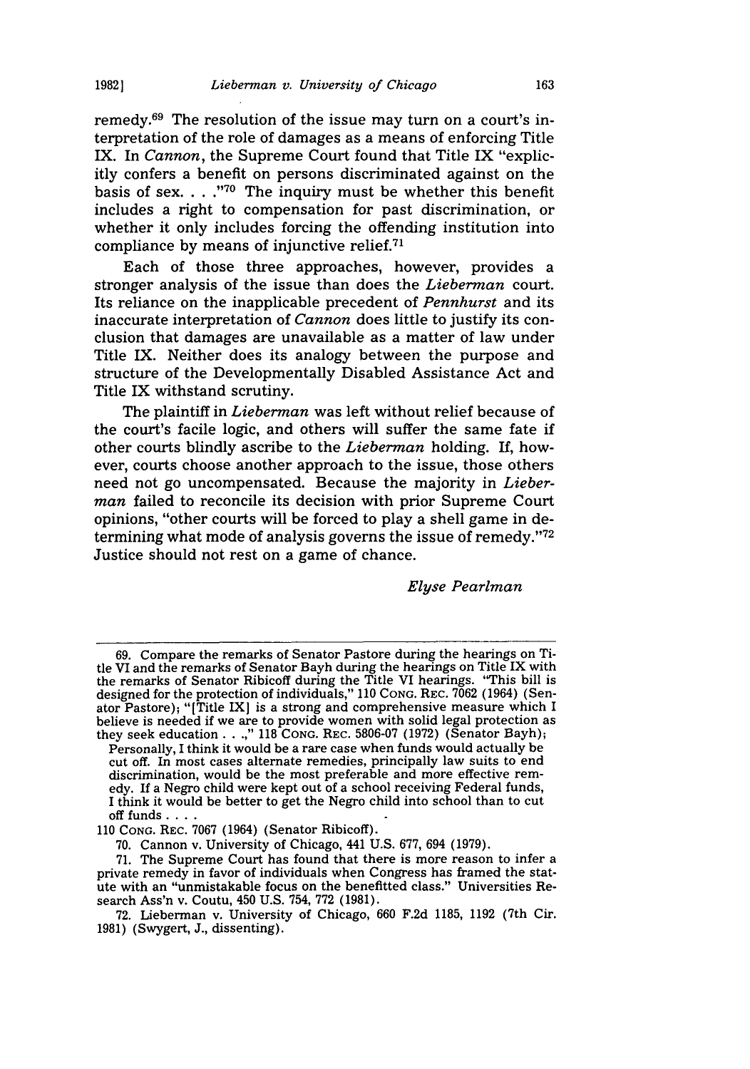remedy.[69] The resolution of the issue may turn on a court's interpretation of the role of damages as a means of enforcing Title IX. In *Cannon*, the Supreme Court found that Title IX "explicitly confers a benefit on persons discriminated against on the basis of sex. . . ."[70] The inquiry must be whether this benefit includes a right to compensation for past discrimination, or whether it only includes forcing the offending institution into compliance by means of injunctive relief.[71]

Each of those three approaches, however, provides a stronger analysis of the issue than does the *Lieberman* court. Its reliance on the inapplicable precedent of *Pennhurst* and its inaccurate interpretation of *Cannon* does little to justify its conclusion that damages are unavailable as a matter of law under Title IX. Neither does its analogy between the purpose and structure of the Developmentally Disabled Assistance Act and Title IX withstand scrutiny.

The plaintiff in *Lieberman* was left without relief because of the court's facile logic, and others will suffer the same fate if other courts blindly ascribe to the *Lieberman* holding. If, however, courts choose another approach to the issue, those others need not go uncompensated. Because the majority in *Lieberman* failed to reconcile its decision with prior Supreme Court opinions, "other courts will be forced to play a shell game in determining what mode of analysis governs the issue of remedy."[72] Justice should not rest on a game of chance.

*Elyse Pearlman*

---

69. Compare the remarks of Senator Pastore during the hearings on Title VI and the remarks of Senator Bayh during the hearings on Title IX with the remarks of Senator Ribicoff during the Title VI hearings. "This bill is designed for the protection of individuals," 110 CONG. REC. 7062 (1964) (Senator Pastore); "[Title IX] is a strong and comprehensive measure which I believe is needed if we are to provide women with solid legal protection as they seek education . . .," 118 CONG. REC. 5806-07 (1972) (Senator Bayh);

> Personally, I think it would be a rare case when funds would actually be cut off. In most cases alternate remedies, principally law suits to end discrimination, would be the most preferable and more effective remedy. If a Negro child were kept out of a school receiving Federal funds, I think it would be better to get the Negro child into school than to cut off funds . . . .

110 CONG. REC. 7067 (1964) (Senator Ribicoff).

70. Cannon v. University of Chicago, 441 U.S. 677, 694 (1979).

71. The Supreme Court has found that there is more reason to infer a private remedy in favor of individuals when Congress has framed the statute with an "unmistakable focus on the benefitted class." Universities Research Ass'n v. Coutu, 450 U.S. 754, 772 (1981).

72. Lieberman v. University of Chicago, 660 F.2d 1185, 1192 (7th Cir. 1981) (Swygert, J., dissenting).